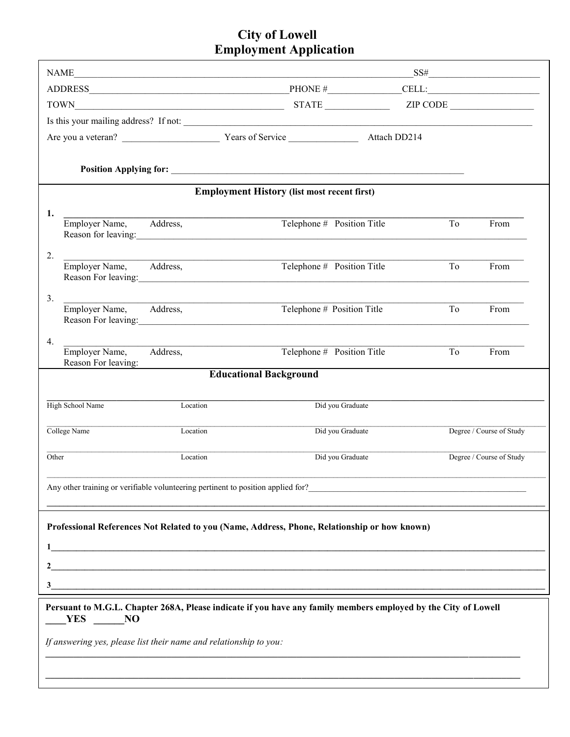# City of Lowell
# Employment Application

NAME_______________________________________________________________SS#____________________

ADDRESS________________________________________PHONE #______________CELL:____________________

TOWN_________________________________________ STATE ____________ ZIP CODE ________________

Is this your mailing address? If not: ____________________________________________________________

Are you a veteran? __________________ Years of Service _____________ Attach DD214

**Position Applying for:** ______________________________________________________

## Employment History (list most recent first)

1. ______________________________________________________________________________
Employer Name, Address, Telephone # Position Title To From
Reason for leaving:____________________________________________________________

2. ______________________________________________________________________________
Employer Name, Address, Telephone # Position Title To From
Reason For leaving:____________________________________________________________

3. ______________________________________________________________________________
Employer Name, Address, Telephone # Position Title To From
Reason For leaving:____________________________________________________________

4. ______________________________________________________________________________
Employer Name, Address, Telephone # Position Title To From
Reason For leaving:

## Educational Background

| High School Name | Location | Did you Graduate | |
|---|---|---|---|
| College Name | Location | Did you Graduate | Degree / Course of Study |
| Other | Location | Did you Graduate | Degree / Course of Study |

Any other training or verifiable volunteering pertinent to position applied for?______________________________

______________________________________________________________________________

**Professional References Not Related to you (Name, Address, Phone, Relationship or how known)**

**1**______________________________________________________________________________

**2**______________________________________________________________________________

**3**______________________________________________________________________________

**Persuant to M.G.L. Chapter 268A, Please indicate if you have any family members employed by the City of Lowell**
**____YES ______NO**

*If answering yes, please list their name and relationship to you:*

______________________________________________________________________________

______________________________________________________________________________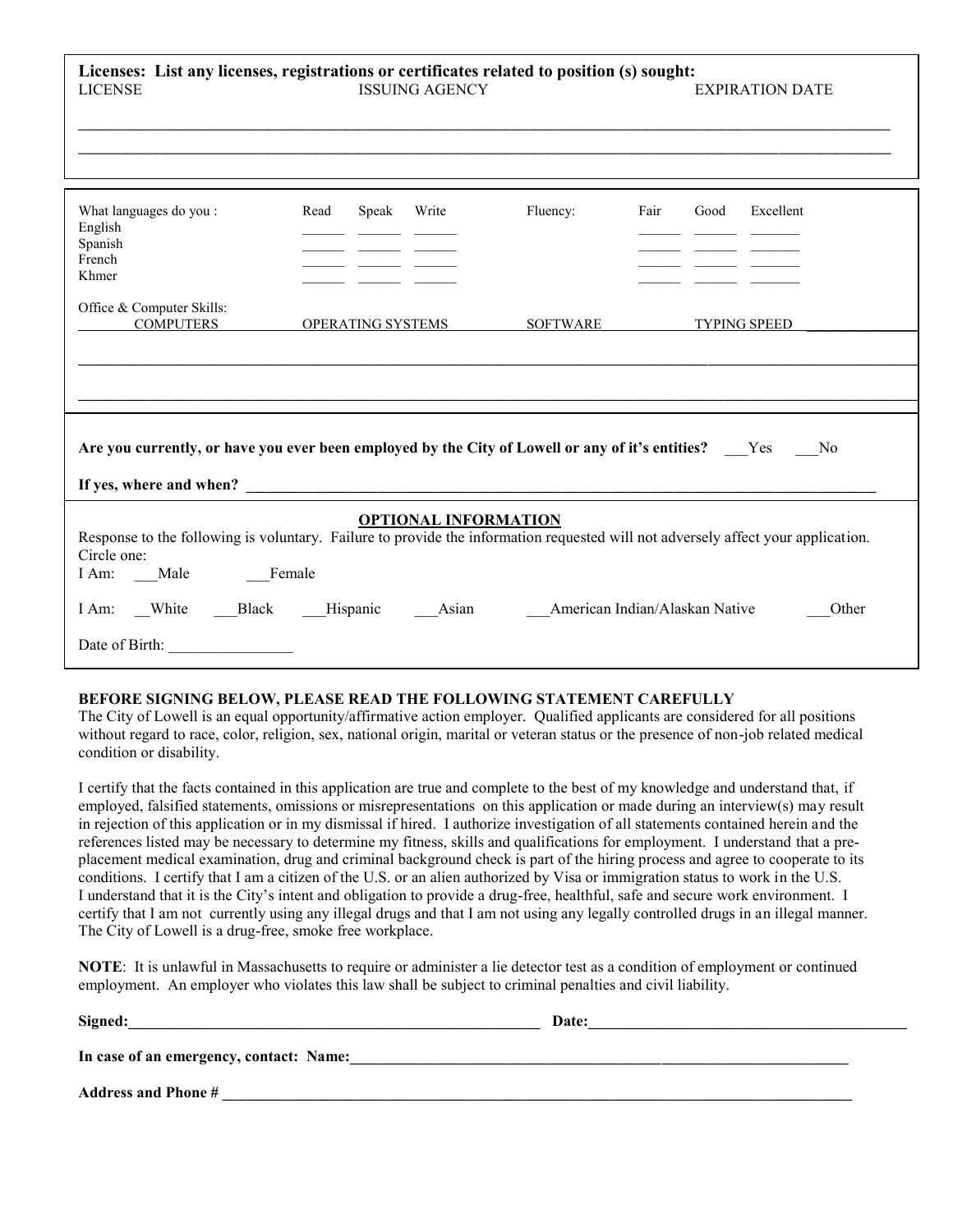**Licenses: List any licenses, registrations or certificates related to position (s) sought:**

| LICENSE | ISSUING AGENCY | EXPIRATION DATE |
| --- | --- | --- |
| | | |
| | | |

| What languages do you : | Read | Speak | Write | Fluency: | Fair | Good | Excellent |
| --- | --- | --- | --- | --- | --- | --- | --- |
| English | ______ | ______ | ______ | | ______ | ______ | ______ |
| Spanish | ______ | ______ | ______ | | ______ | ______ | ______ |
| French | ______ | ______ | ______ | | ______ | ______ | ______ |
| Khmer | ______ | ______ | ______ | | ______ | ______ | ______ |

Office & Computer Skills:

| COMPUTERS | OPERATING SYSTEMS | SOFTWARE | TYPING SPEED ______ |
| --- | --- | --- | --- |
| | | | |
| | | | |

**Are you currently, or have you ever been employed by the City of Lowell or any of it's entities?** ___Yes ___No

**If yes, where and when?** ____________________________________________________________

**OPTIONAL INFORMATION**

Response to the following is voluntary. Failure to provide the information requested will not adversely affect your application.

Circle one:

I Am: ___Male ___Female

I Am: __White ___Black ___Hispanic ___Asian ___American Indian/Alaskan Native ___Other

Date of Birth: ________________

**BEFORE SIGNING BELOW, PLEASE READ THE FOLLOWING STATEMENT CAREFULLY**

The City of Lowell is an equal opportunity/affirmative action employer. Qualified applicants are considered for all positions without regard to race, color, religion, sex, national origin, marital or veteran status or the presence of non-job related medical condition or disability.

I certify that the facts contained in this application are true and complete to the best of my knowledge and understand that, if employed, falsified statements, omissions or misrepresentations on this application or made during an interview(s) may result in rejection of this application or in my dismissal if hired. I authorize investigation of all statements contained herein and the references listed may be necessary to determine my fitness, skills and qualifications for employment. I understand that a pre-placement medical examination, drug and criminal background check is part of the hiring process and agree to cooperate to its conditions. I certify that I am a citizen of the U.S. or an alien authorized by Visa or immigration status to work in the U.S. I understand that it is the City's intent and obligation to provide a drug-free, healthful, safe and secure work environment. I certify that I am not currently using any illegal drugs and that I am not using any legally controlled drugs in an illegal manner. The City of Lowell is a drug-free, smoke free workplace.

**NOTE**: It is unlawful in Massachusetts to require or administer a lie detector test as a condition of employment or continued employment. An employer who violates this law shall be subject to criminal penalties and civil liability.

**Signed:**________________________________________ **Date:**________________________________

**In case of an emergency, contact: Name:**________________________________________________

**Address and Phone #** ______________________________________________________________